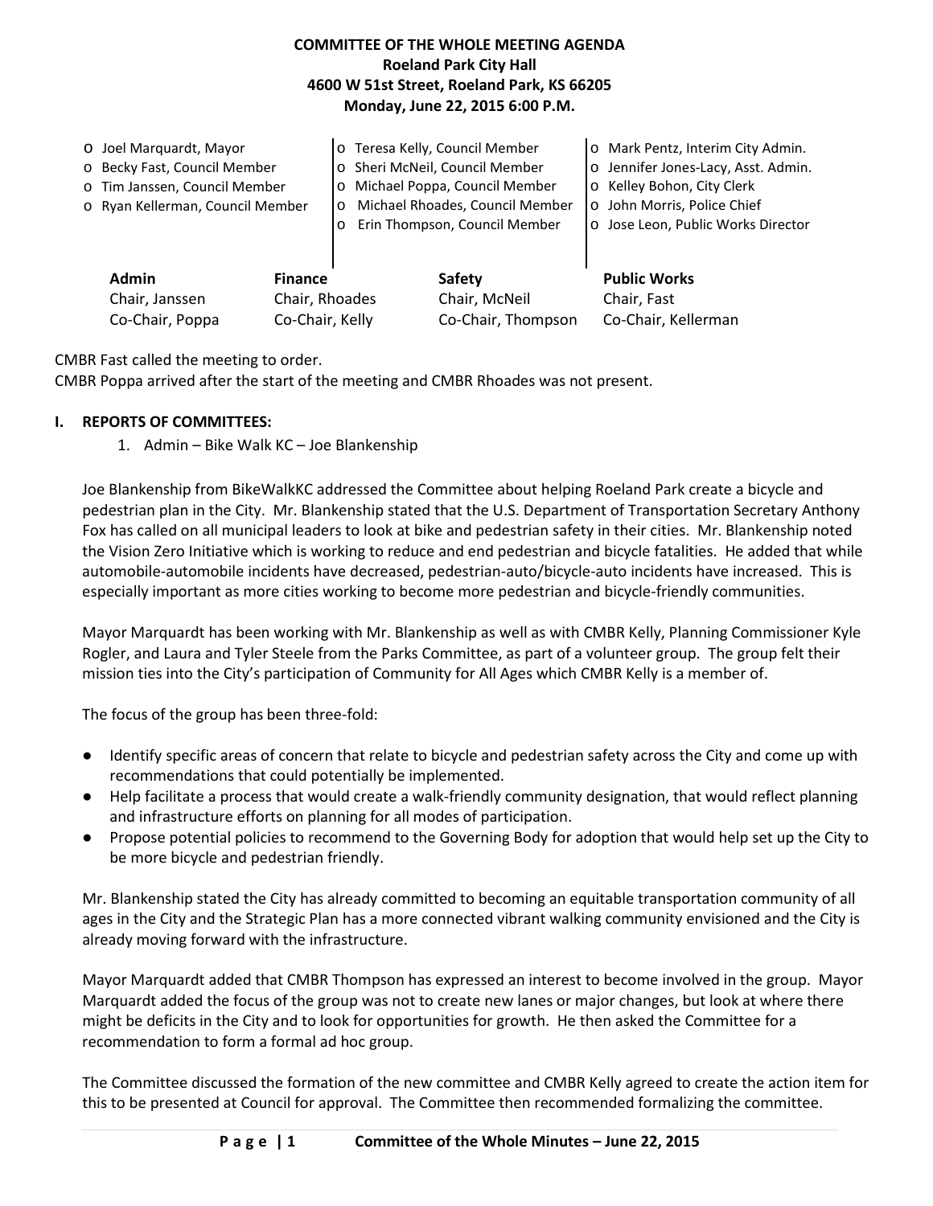# COMMITTEE OF THE WHOLE MEETING AGENDA
**Roeland Park City Hall**
**4600 W 51st Street, Roeland Park, KS 66205**
**Monday, June 22, 2015 6:00 P.M.**

- o Joel Marquardt, Mayor
- o Becky Fast, Council Member
- o Tim Janssen, Council Member
- o Ryan Kellerman, Council Member
- o Teresa Kelly, Council Member
- o Sheri McNeil, Council Member
- o Michael Poppa, Council Member
- o Michael Rhoades, Council Member
- o Erin Thompson, Council Member
- o Mark Pentz, Interim City Admin.
- o Jennifer Jones-Lacy, Asst. Admin.
- o Kelley Bohon, City Clerk
- o John Morris, Police Chief
- o Jose Leon, Public Works Director

| Admin | Finance | Safety | Public Works |
|---|---|---|---|
| Chair, Janssen | Chair, Rhoades | Chair, McNeil | Chair, Fast |
| Co-Chair, Poppa | Co-Chair, Kelly | Co-Chair, Thompson | Co-Chair, Kellerman |

CMBR Fast called the meeting to order.
CMBR Poppa arrived after the start of the meeting and CMBR Rhoades was not present.

## I. REPORTS OF COMMITTEES:

1. Admin – Bike Walk KC – Joe Blankenship

Joe Blankenship from BikeWalkKC addressed the Committee about helping Roeland Park create a bicycle and pedestrian plan in the City. Mr. Blankenship stated that the U.S. Department of Transportation Secretary Anthony Fox has called on all municipal leaders to look at bike and pedestrian safety in their cities. Mr. Blankenship noted the Vision Zero Initiative which is working to reduce and end pedestrian and bicycle fatalities. He added that while automobile-automobile incidents have decreased, pedestrian-auto/bicycle-auto incidents have increased. This is especially important as more cities working to become more pedestrian and bicycle-friendly communities.

Mayor Marquardt has been working with Mr. Blankenship as well as with CMBR Kelly, Planning Commissioner Kyle Rogler, and Laura and Tyler Steele from the Parks Committee, as part of a volunteer group. The group felt their mission ties into the City's participation of Community for All Ages which CMBR Kelly is a member of.

The focus of the group has been three-fold:

- Identify specific areas of concern that relate to bicycle and pedestrian safety across the City and come up with recommendations that could potentially be implemented.
- Help facilitate a process that would create a walk-friendly community designation, that would reflect planning and infrastructure efforts on planning for all modes of participation.
- Propose potential policies to recommend to the Governing Body for adoption that would help set up the City to be more bicycle and pedestrian friendly.

Mr. Blankenship stated the City has already committed to becoming an equitable transportation community of all ages in the City and the Strategic Plan has a more connected vibrant walking community envisioned and the City is already moving forward with the infrastructure.

Mayor Marquardt added that CMBR Thompson has expressed an interest to become involved in the group. Mayor Marquardt added the focus of the group was not to create new lanes or major changes, but look at where there might be deficits in the City and to look for opportunities for growth. He then asked the Committee for a recommendation to form a formal ad hoc group.

The Committee discussed the formation of the new committee and CMBR Kelly agreed to create the action item for this to be presented at Council for approval. The Committee then recommended formalizing the committee.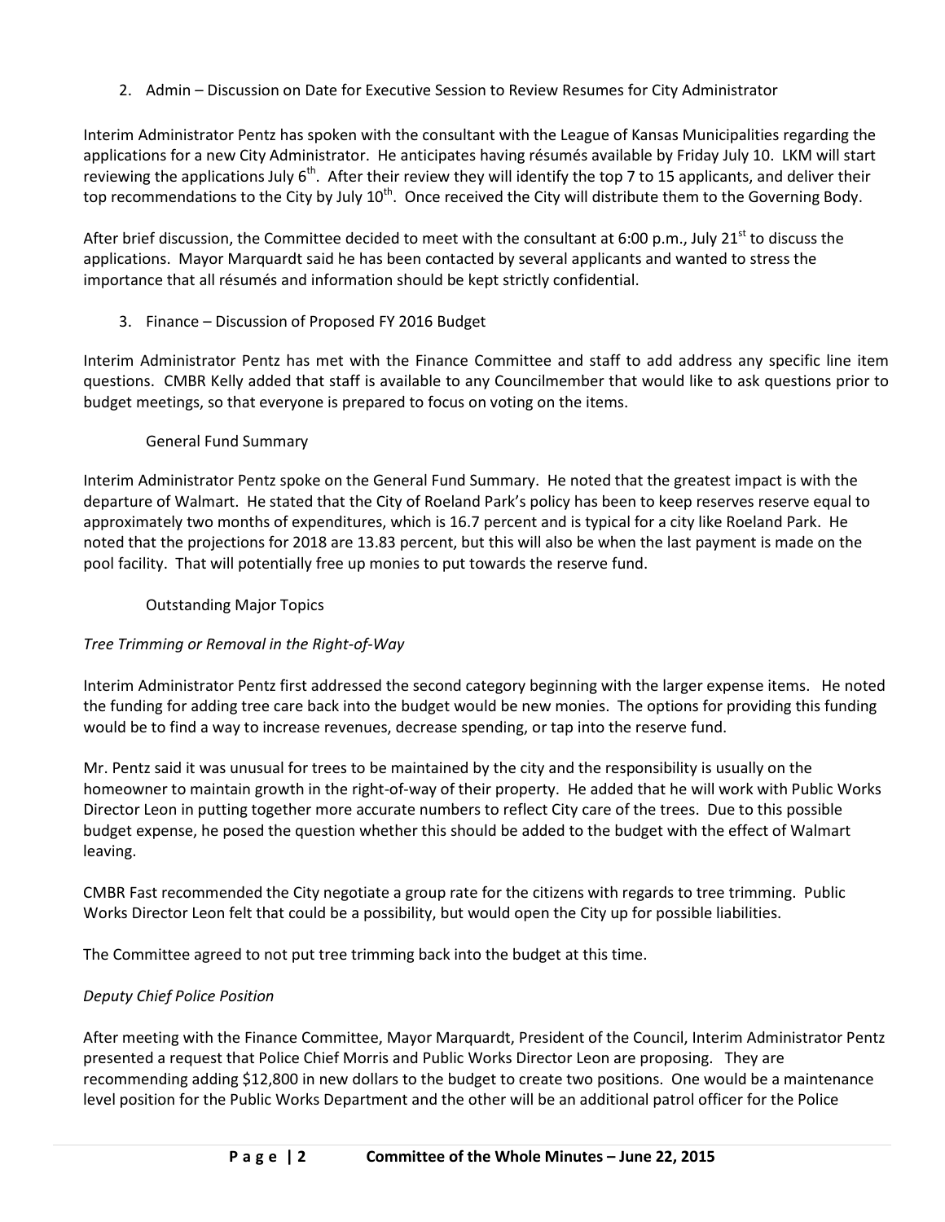2. Admin – Discussion on Date for Executive Session to Review Resumes for City Administrator

Interim Administrator Pentz has spoken with the consultant with the League of Kansas Municipalities regarding the applications for a new City Administrator. He anticipates having résumés available by Friday July 10. LKM will start reviewing the applications July 6th. After their review they will identify the top 7 to 15 applicants, and deliver their top recommendations to the City by July 10th. Once received the City will distribute them to the Governing Body.

After brief discussion, the Committee decided to meet with the consultant at 6:00 p.m., July 21st to discuss the applications. Mayor Marquardt said he has been contacted by several applicants and wanted to stress the importance that all résumés and information should be kept strictly confidential.

3. Finance – Discussion of Proposed FY 2016 Budget

Interim Administrator Pentz has met with the Finance Committee and staff to add address any specific line item questions. CMBR Kelly added that staff is available to any Councilmember that would like to ask questions prior to budget meetings, so that everyone is prepared to focus on voting on the items.

General Fund Summary

Interim Administrator Pentz spoke on the General Fund Summary. He noted that the greatest impact is with the departure of Walmart. He stated that the City of Roeland Park's policy has been to keep reserves reserve equal to approximately two months of expenditures, which is 16.7 percent and is typical for a city like Roeland Park. He noted that the projections for 2018 are 13.83 percent, but this will also be when the last payment is made on the pool facility. That will potentially free up monies to put towards the reserve fund.

Outstanding Major Topics

*Tree Trimming or Removal in the Right-of-Way*

Interim Administrator Pentz first addressed the second category beginning with the larger expense items. He noted the funding for adding tree care back into the budget would be new monies. The options for providing this funding would be to find a way to increase revenues, decrease spending, or tap into the reserve fund.

Mr. Pentz said it was unusual for trees to be maintained by the city and the responsibility is usually on the homeowner to maintain growth in the right-of-way of their property. He added that he will work with Public Works Director Leon in putting together more accurate numbers to reflect City care of the trees. Due to this possible budget expense, he posed the question whether this should be added to the budget with the effect of Walmart leaving.

CMBR Fast recommended the City negotiate a group rate for the citizens with regards to tree trimming. Public Works Director Leon felt that could be a possibility, but would open the City up for possible liabilities.

The Committee agreed to not put tree trimming back into the budget at this time.

*Deputy Chief Police Position*

After meeting with the Finance Committee, Mayor Marquardt, President of the Council, Interim Administrator Pentz presented a request that Police Chief Morris and Public Works Director Leon are proposing. They are recommending adding $12,800 in new dollars to the budget to create two positions. One would be a maintenance level position for the Public Works Department and the other will be an additional patrol officer for the Police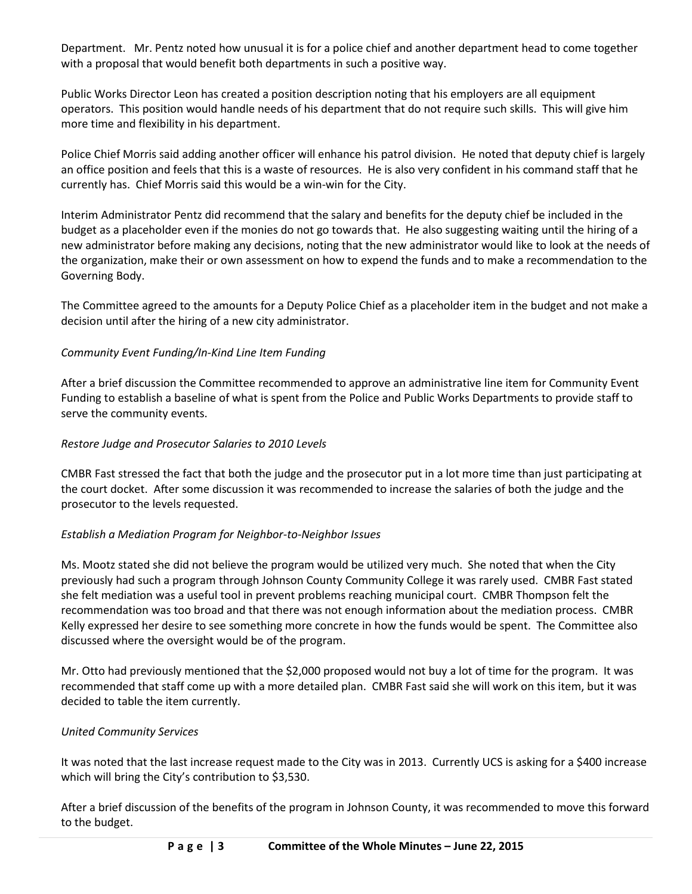Department. Mr. Pentz noted how unusual it is for a police chief and another department head to come together with a proposal that would benefit both departments in such a positive way.

Public Works Director Leon has created a position description noting that his employers are all equipment operators. This position would handle needs of his department that do not require such skills. This will give him more time and flexibility in his department.

Police Chief Morris said adding another officer will enhance his patrol division. He noted that deputy chief is largely an office position and feels that this is a waste of resources. He is also very confident in his command staff that he currently has. Chief Morris said this would be a win-win for the City.

Interim Administrator Pentz did recommend that the salary and benefits for the deputy chief be included in the budget as a placeholder even if the monies do not go towards that. He also suggesting waiting until the hiring of a new administrator before making any decisions, noting that the new administrator would like to look at the needs of the organization, make their or own assessment on how to expend the funds and to make a recommendation to the Governing Body.

The Committee agreed to the amounts for a Deputy Police Chief as a placeholder item in the budget and not make a decision until after the hiring of a new city administrator.

*Community Event Funding/In-Kind Line Item Funding*

After a brief discussion the Committee recommended to approve an administrative line item for Community Event Funding to establish a baseline of what is spent from the Police and Public Works Departments to provide staff to serve the community events.

*Restore Judge and Prosecutor Salaries to 2010 Levels*

CMBR Fast stressed the fact that both the judge and the prosecutor put in a lot more time than just participating at the court docket. After some discussion it was recommended to increase the salaries of both the judge and the prosecutor to the levels requested.

*Establish a Mediation Program for Neighbor-to-Neighbor Issues*

Ms. Mootz stated she did not believe the program would be utilized very much. She noted that when the City previously had such a program through Johnson County Community College it was rarely used. CMBR Fast stated she felt mediation was a useful tool in prevent problems reaching municipal court. CMBR Thompson felt the recommendation was too broad and that there was not enough information about the mediation process. CMBR Kelly expressed her desire to see something more concrete in how the funds would be spent. The Committee also discussed where the oversight would be of the program.

Mr. Otto had previously mentioned that the $2,000 proposed would not buy a lot of time for the program. It was recommended that staff come up with a more detailed plan. CMBR Fast said she will work on this item, but it was decided to table the item currently.

*United Community Services*

It was noted that the last increase request made to the City was in 2013. Currently UCS is asking for a $400 increase which will bring the City's contribution to $3,530.

After a brief discussion of the benefits of the program in Johnson County, it was recommended to move this forward to the budget.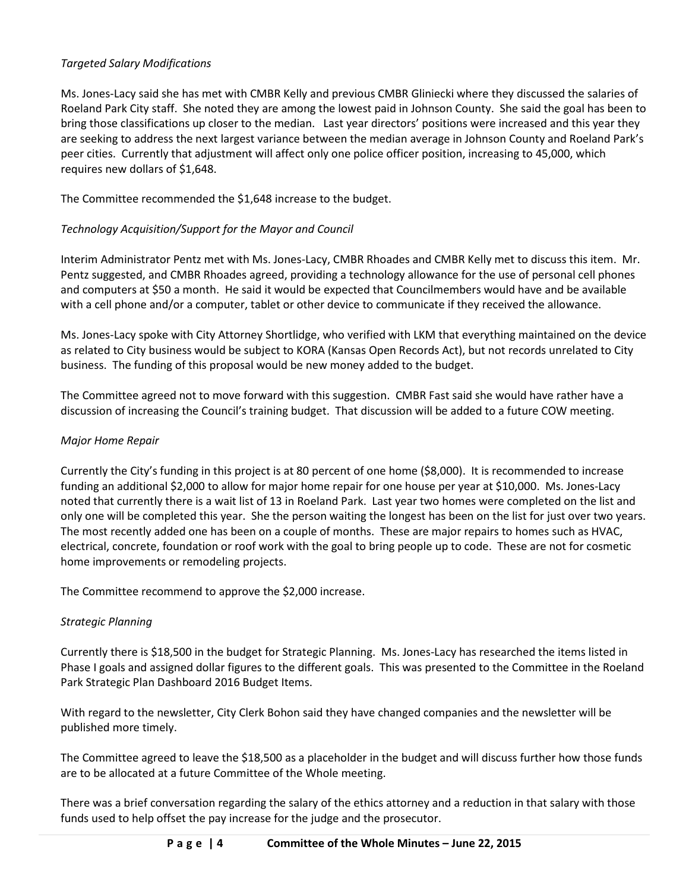*Targeted Salary Modifications*

Ms. Jones-Lacy said she has met with CMBR Kelly and previous CMBR Gliniecki where they discussed the salaries of Roeland Park City staff. She noted they are among the lowest paid in Johnson County. She said the goal has been to bring those classifications up closer to the median. Last year directors' positions were increased and this year they are seeking to address the next largest variance between the median average in Johnson County and Roeland Park's peer cities. Currently that adjustment will affect only one police officer position, increasing to 45,000, which requires new dollars of $1,648.

The Committee recommended the $1,648 increase to the budget.

*Technology Acquisition/Support for the Mayor and Council*

Interim Administrator Pentz met with Ms. Jones-Lacy, CMBR Rhoades and CMBR Kelly met to discuss this item. Mr. Pentz suggested, and CMBR Rhoades agreed, providing a technology allowance for the use of personal cell phones and computers at $50 a month. He said it would be expected that Councilmembers would have and be available with a cell phone and/or a computer, tablet or other device to communicate if they received the allowance.

Ms. Jones-Lacy spoke with City Attorney Shortlidge, who verified with LKM that everything maintained on the device as related to City business would be subject to KORA (Kansas Open Records Act), but not records unrelated to City business. The funding of this proposal would be new money added to the budget.

The Committee agreed not to move forward with this suggestion. CMBR Fast said she would have rather have a discussion of increasing the Council's training budget. That discussion will be added to a future COW meeting.

*Major Home Repair*

Currently the City's funding in this project is at 80 percent of one home ($8,000). It is recommended to increase funding an additional $2,000 to allow for major home repair for one house per year at $10,000. Ms. Jones-Lacy noted that currently there is a wait list of 13 in Roeland Park. Last year two homes were completed on the list and only one will be completed this year. She the person waiting the longest has been on the list for just over two years. The most recently added one has been on a couple of months. These are major repairs to homes such as HVAC, electrical, concrete, foundation or roof work with the goal to bring people up to code. These are not for cosmetic home improvements or remodeling projects.

The Committee recommend to approve the $2,000 increase.

*Strategic Planning*

Currently there is $18,500 in the budget for Strategic Planning. Ms. Jones-Lacy has researched the items listed in Phase I goals and assigned dollar figures to the different goals. This was presented to the Committee in the Roeland Park Strategic Plan Dashboard 2016 Budget Items.

With regard to the newsletter, City Clerk Bohon said they have changed companies and the newsletter will be published more timely.

The Committee agreed to leave the $18,500 as a placeholder in the budget and will discuss further how those funds are to be allocated at a future Committee of the Whole meeting.

There was a brief conversation regarding the salary of the ethics attorney and a reduction in that salary with those funds used to help offset the pay increase for the judge and the prosecutor.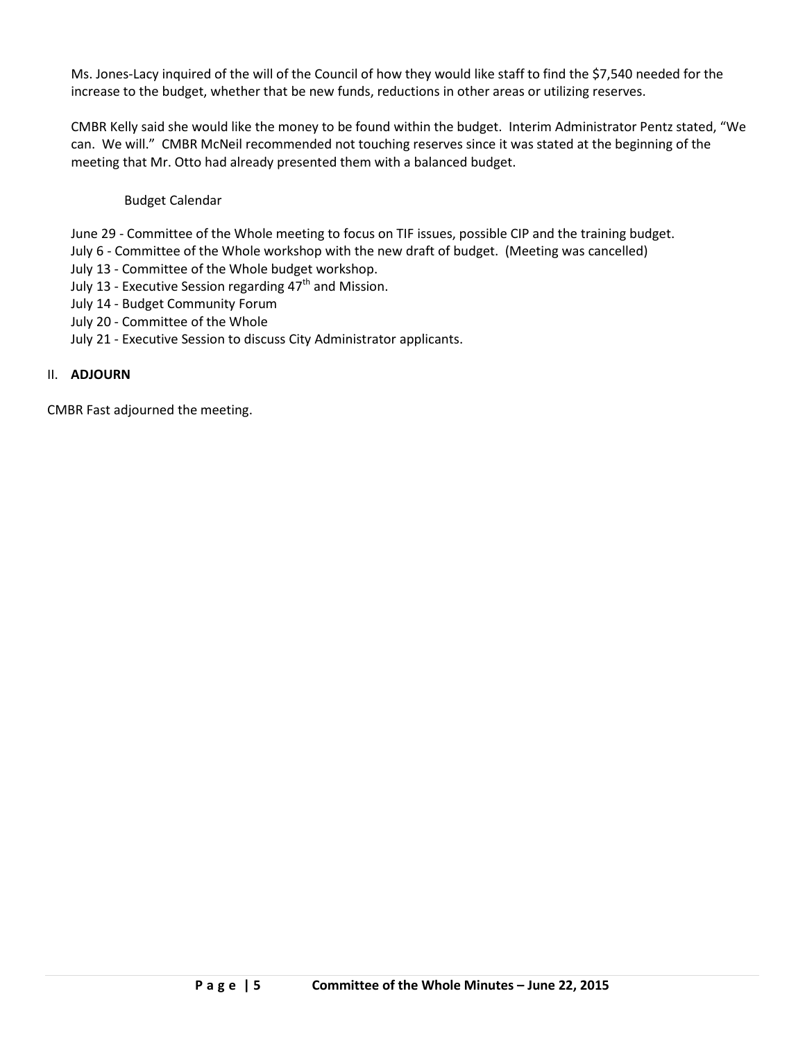Ms. Jones-Lacy inquired of the will of the Council of how they would like staff to find the $7,540 needed for the increase to the budget, whether that be new funds, reductions in other areas or utilizing reserves.

CMBR Kelly said she would like the money to be found within the budget. Interim Administrator Pentz stated, "We can. We will." CMBR McNeil recommended not touching reserves since it was stated at the beginning of the meeting that Mr. Otto had already presented them with a balanced budget.

Budget Calendar

June 29 - Committee of the Whole meeting to focus on TIF issues, possible CIP and the training budget.
July 6 - Committee of the Whole workshop with the new draft of budget. (Meeting was cancelled)
July 13 - Committee of the Whole budget workshop.
July 13 - Executive Session regarding 47th and Mission.
July 14 - Budget Community Forum
July 20 - Committee of the Whole
July 21 - Executive Session to discuss City Administrator applicants.

## II. **ADJOURN**

CMBR Fast adjourned the meeting.